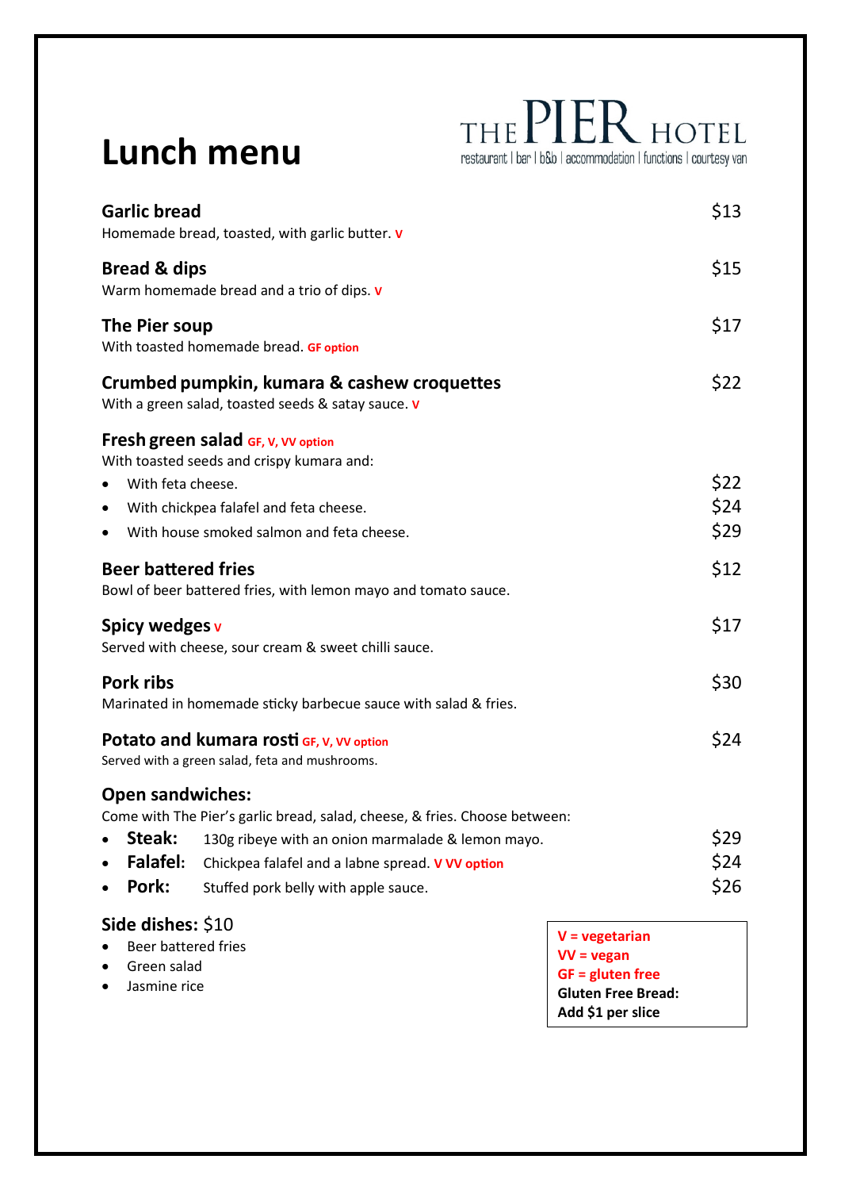# Lunch menu

THE PIER HOTEL
restaurant | bar | b&b | accommodation | functions | courtesy van

**Garlic bread** — $13
Homemade bread, toasted, with garlic butter. V

**Bread & dips** — $15
Warm homemade bread and a trio of dips. V

**The Pier soup** — $17
With toasted homemade bread. GF option

**Crumbed pumpkin, kumara & cashew croquettes** — $22
With a green salad, toasted seeds & satay sauce. V

**Fresh green salad** GF, V, VV option
With toasted seeds and crispy kumara and:

- With feta cheese. — $22
- With chickpea falafel and feta cheese. — $24
- With house smoked salmon and feta cheese. — $29

**Beer battered fries** — $12
Bowl of beer battered fries, with lemon mayo and tomato sauce.

**Spicy wedges** V — $17
Served with cheese, sour cream & sweet chilli sauce.

**Pork ribs** — $30
Marinated in homemade sticky barbecue sauce with salad & fries.

**Potato and kumara rosti** GF, V, VV option — $24
Served with a green salad, feta and mushrooms.

**Open sandwiches:**
Come with The Pier's garlic bread, salad, cheese, & fries. Choose between:

- **Steak:** 130g ribeye with an onion marmalade & lemon mayo. — $29
- **Falafel:** Chickpea falafel and a labne spread. V VV option — $24
- **Pork:** Stuffed pork belly with apple sauce. — $26

**Side dishes:** $10

- Beer battered fries
- Green salad
- Jasmine rice

V = vegetarian
VV = vegan
GF = gluten free
**Gluten Free Bread: Add $1 per slice**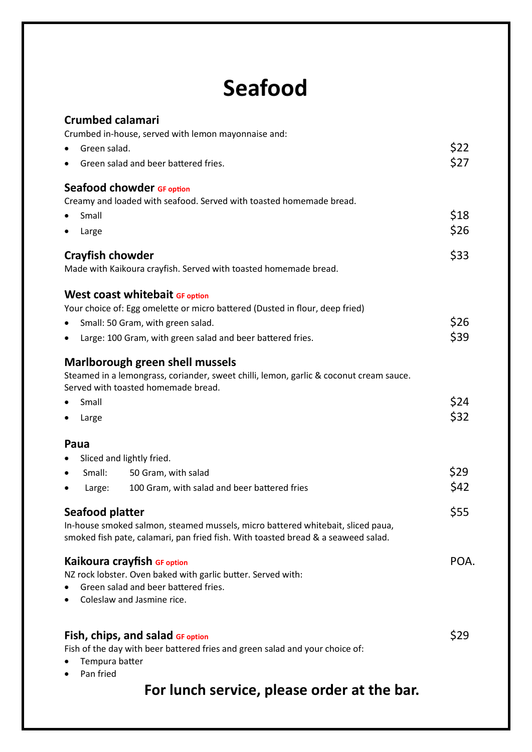# Seafood

## Crumbed calamari

Crumbed in-house, served with lemon mayonnaise and:

- Green salad. $22
- Green salad and beer battered fries. $27

## Seafood chowder GF option

Creamy and loaded with seafood. Served with toasted homemade bread.

- Small $18
- Large $26

## Crayfish chowder $33

Made with Kaikoura crayfish. Served with toasted homemade bread.

## West coast whitebait GF option

Your choice of: Egg omelette or micro battered (Dusted in flour, deep fried)

- Small: 50 Gram, with green salad. $26
- Large: 100 Gram, with green salad and beer battered fries. $39

## Marlborough green shell mussels

Steamed in a lemongrass, coriander, sweet chilli, lemon, garlic & coconut cream sauce. Served with toasted homemade bread.

- Small $24
- Large $32

## Paua

- Sliced and lightly fried.
- Small: 50 Gram, with salad $29
- Large: 100 Gram, with salad and beer battered fries $42

## Seafood platter $55

In-house smoked salmon, steamed mussels, micro battered whitebait, sliced paua, smoked fish pate, calamari, pan fried fish. With toasted bread & a seaweed salad.

## Kaikoura crayfish GF option POA.

NZ rock lobster. Oven baked with garlic butter. Served with:

- Green salad and beer battered fries.
- Coleslaw and Jasmine rice.

## Fish, chips, and salad GF option $29

Fish of the day with beer battered fries and green salad and your choice of:

- Tempura batter
- Pan fried

**For lunch service, please order at the bar.**